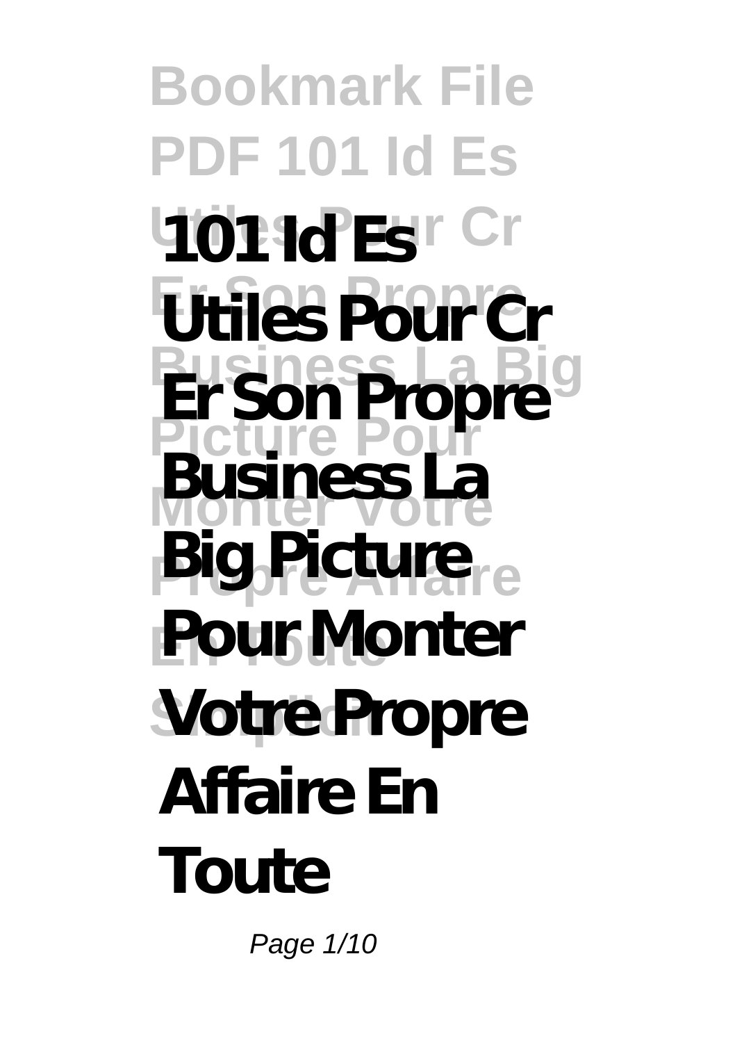# 101 Id Es Utiles Pour Cr Er Son Propre Business La Big Picture Pour Monter Votre Propre Affaire En Toute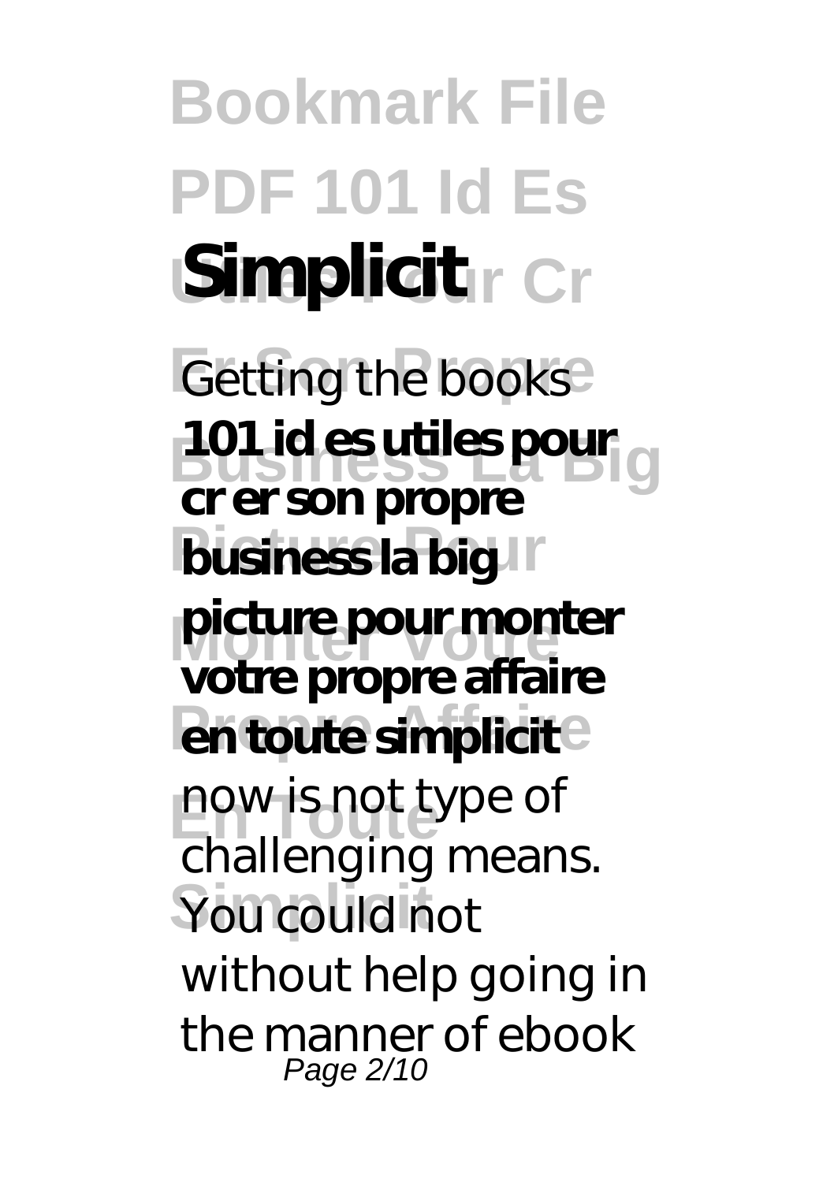Getting the books **101 id es utiles pour cr er son propre business la big picture pour monter votre propre affaire en toute simplicit** now is not type of challenging means. You could not without help going in the manner of ebook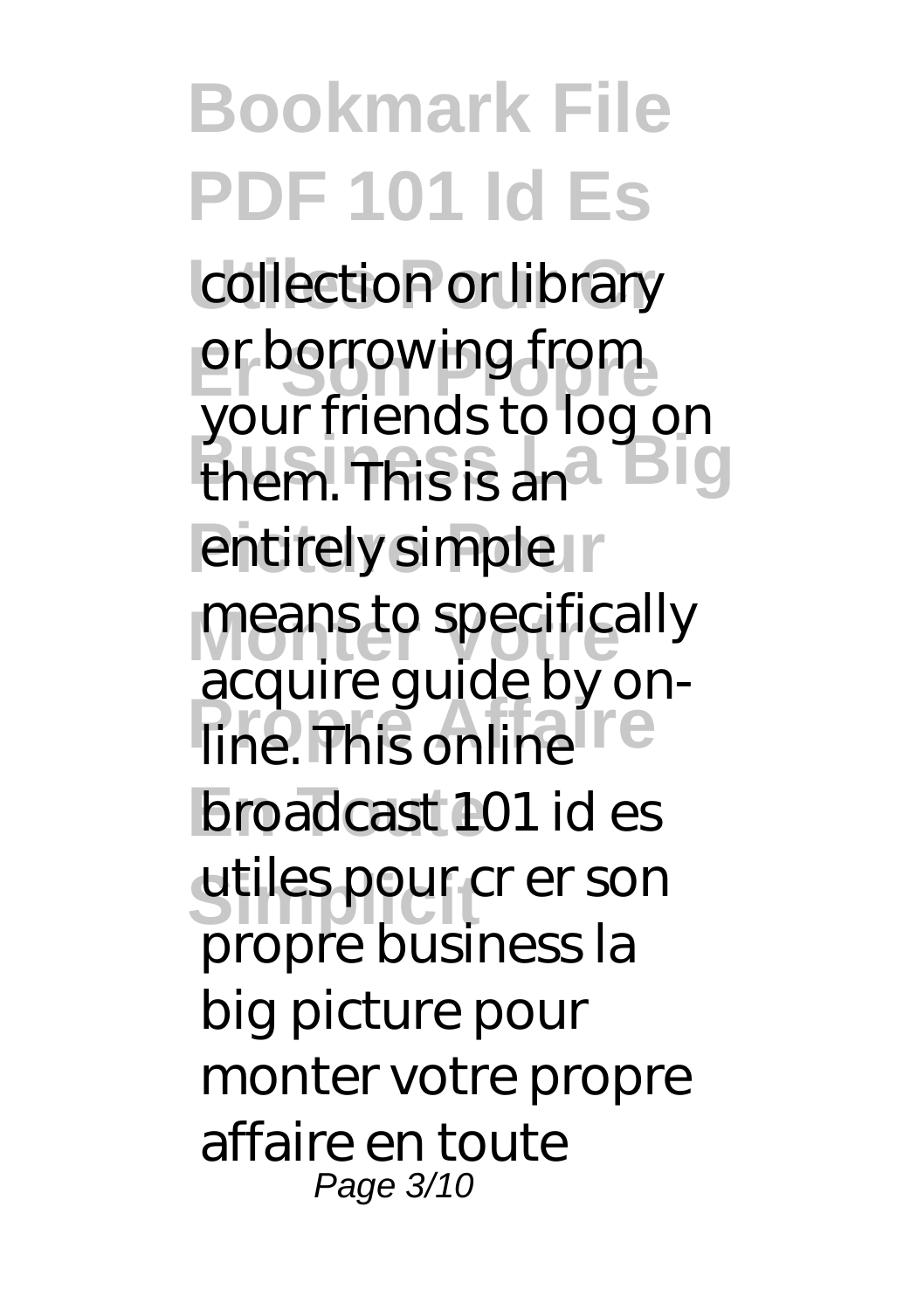collection or library or borrowing from your friends to log on them. This is an entirely simple means to specifically acquire guide by on-line. This online broadcast 101 id es utiles pour cr er son propre business la big picture pour monter votre propre affaire en toute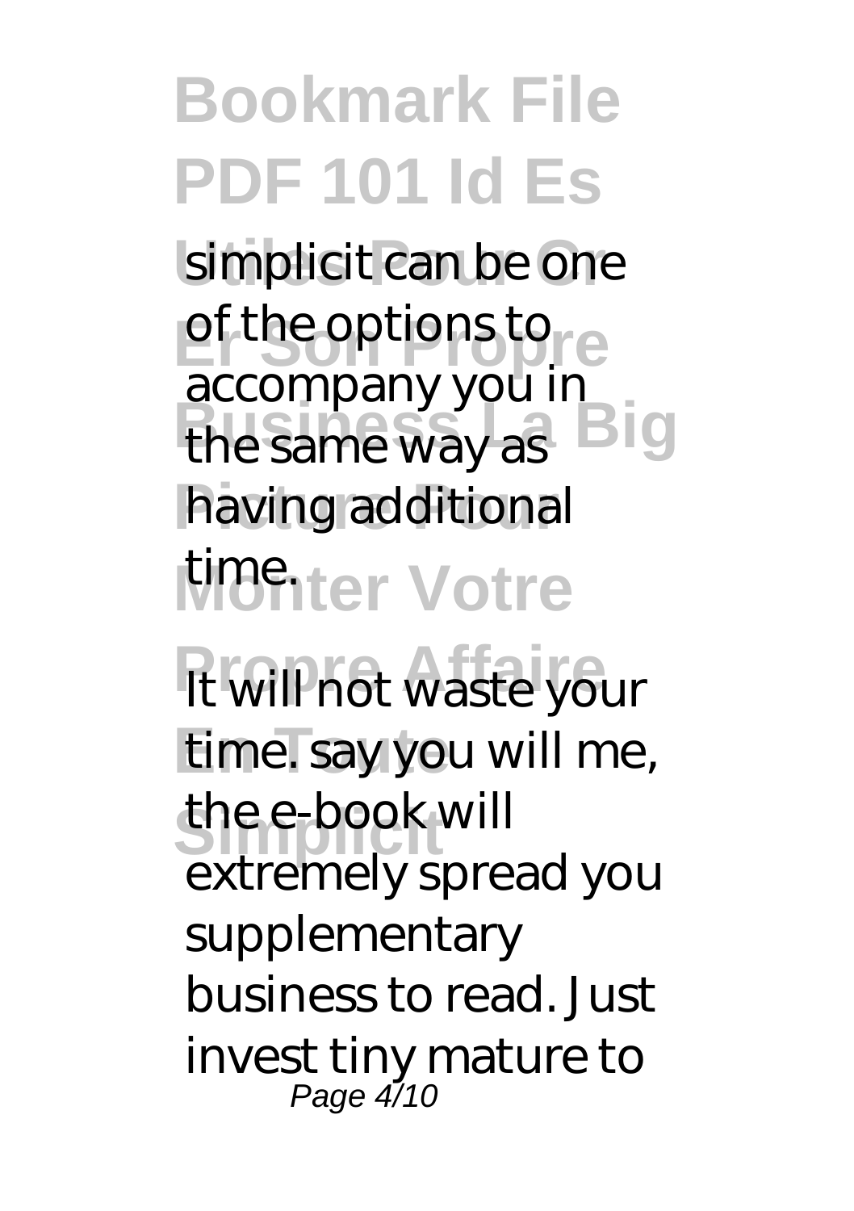simplicit can be one of the options to accompany you in the same way as having additional time.

It will not waste your time. say you will me, the e-book will extremely spread you supplementary business to read. Just invest tiny mature to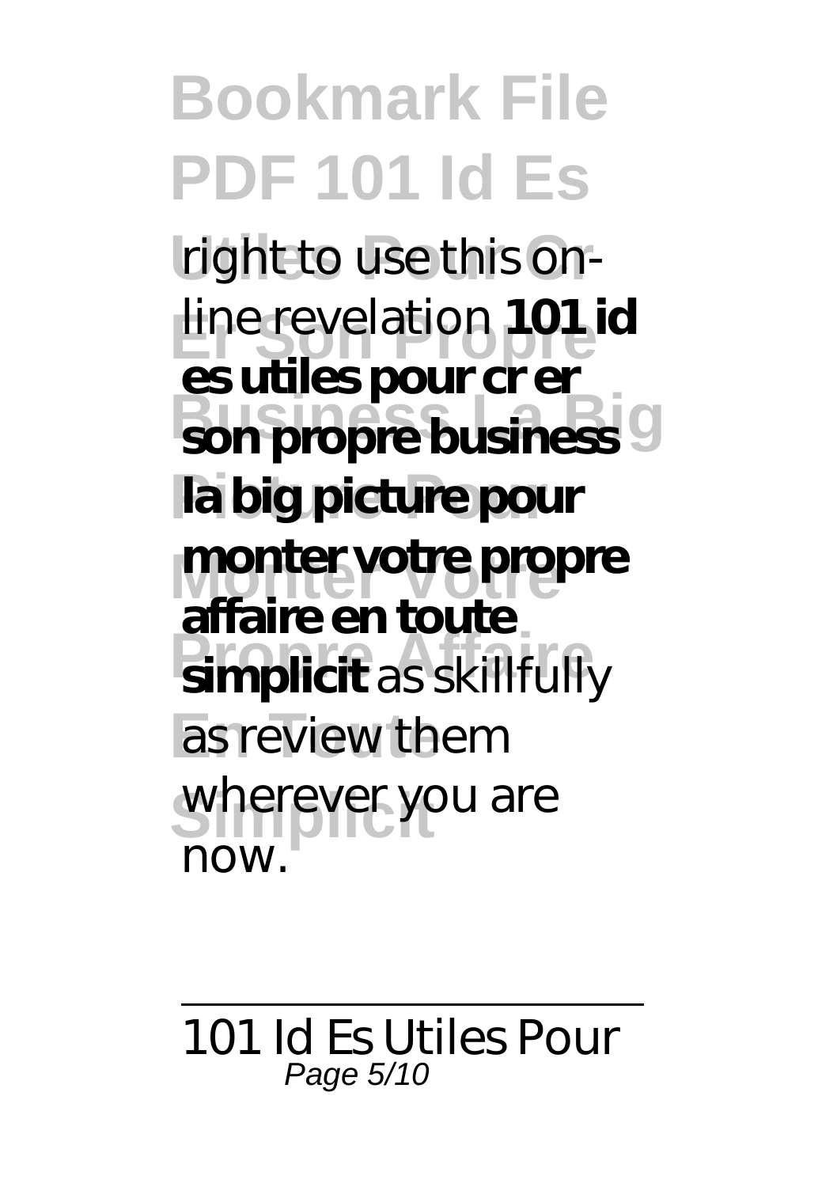right to use this on-line revelation **101 id es utiles pour cr er son propre business la big picture pour monter votre propre affaire en toute simplicit** as skillfully as review them wherever you are now.

---

101 Id Es Utiles Pour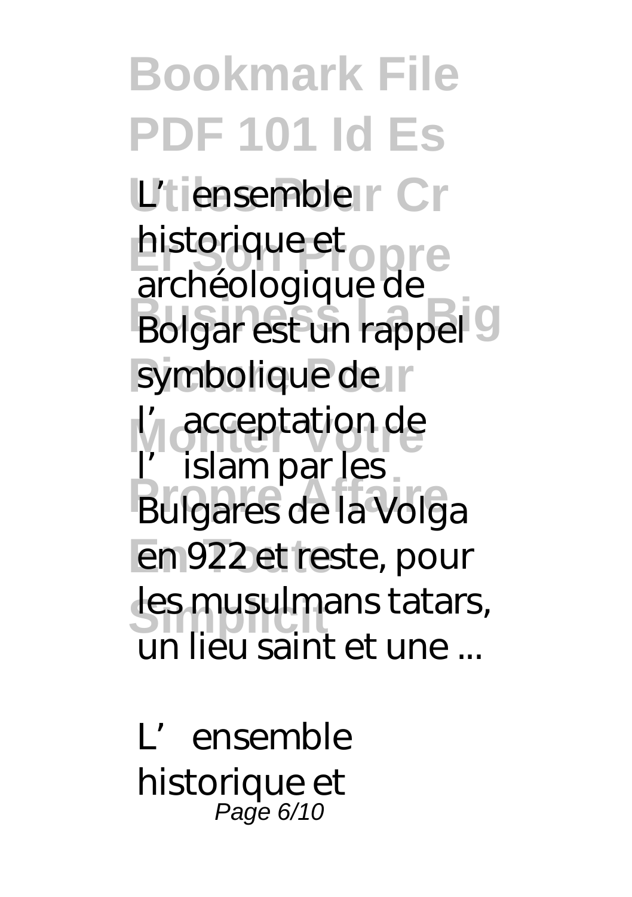L'ensemble historique et archéologique de Bolgar est un rappel symbolique de l'acceptation de l'islam par les Bulgares de la Volga en 922 et reste, pour les musulmans tatars, un lieu saint et une ...

L'ensemble historique et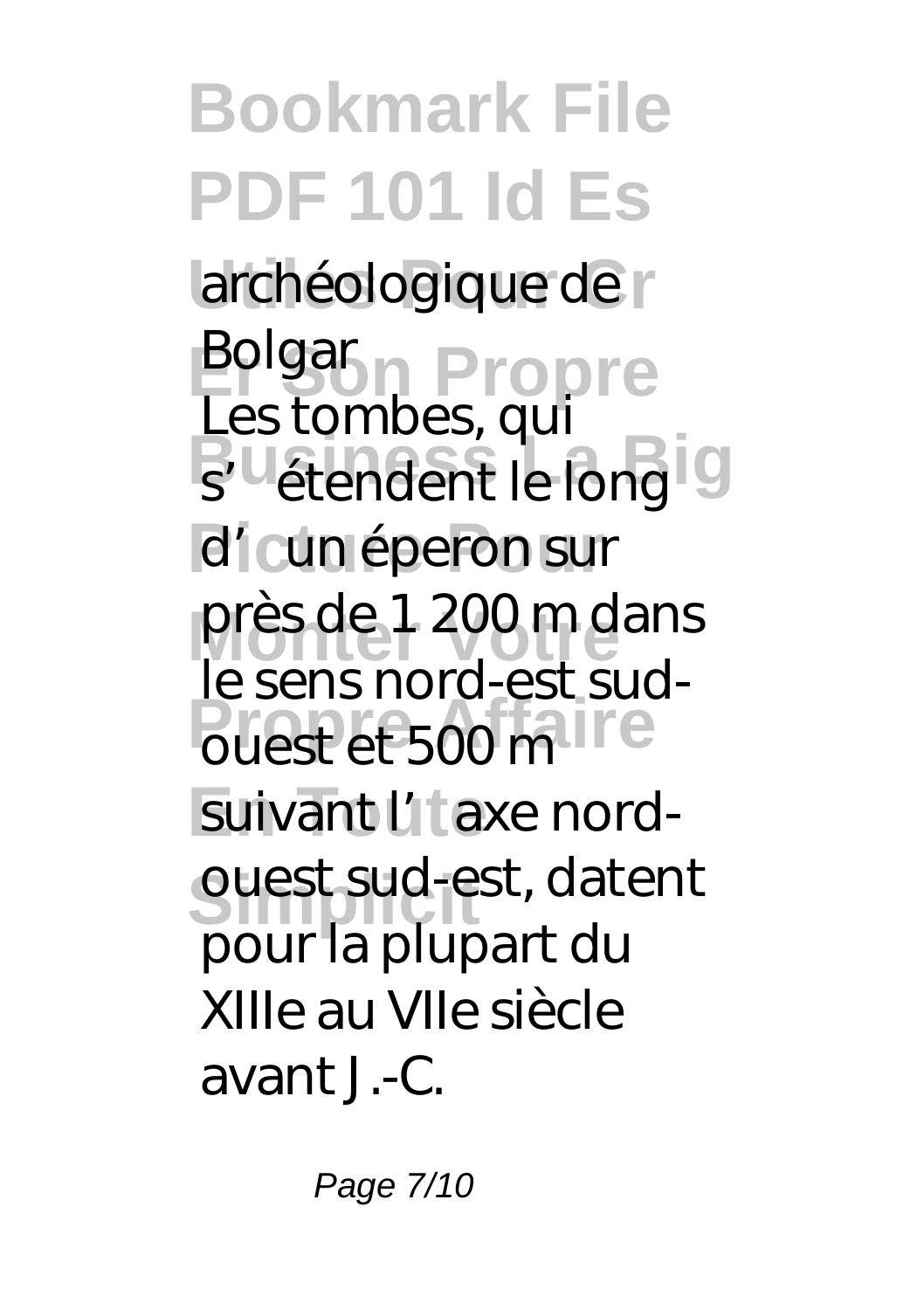archéologique de Bolgar

Les tombes, qui s'étendent le long d'un éperon sur près de 1 200 m dans le sens nord-est sud-ouest et 500 m suivant l'axe nord-ouest sud-est, datent pour la plupart du XIIIe au VIIe siècle avant J.-C.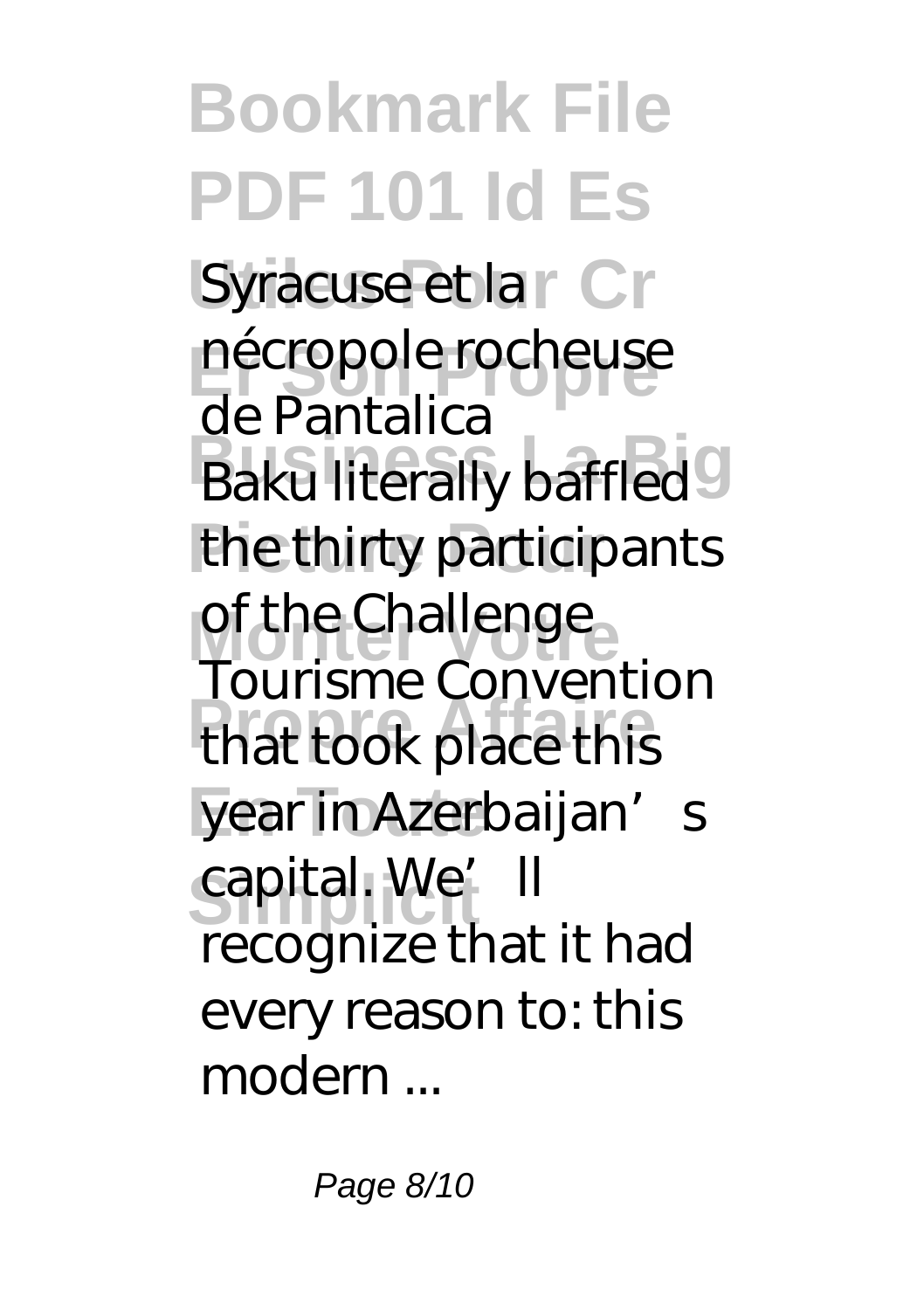Syracuse et la nécropole rocheuse de Pantalica

Baku literally baffled the thirty participants of the Challenge Tourisme Convention that took place this year in Azerbaijan's capital. We'll recognize that it had every reason to: this modern ...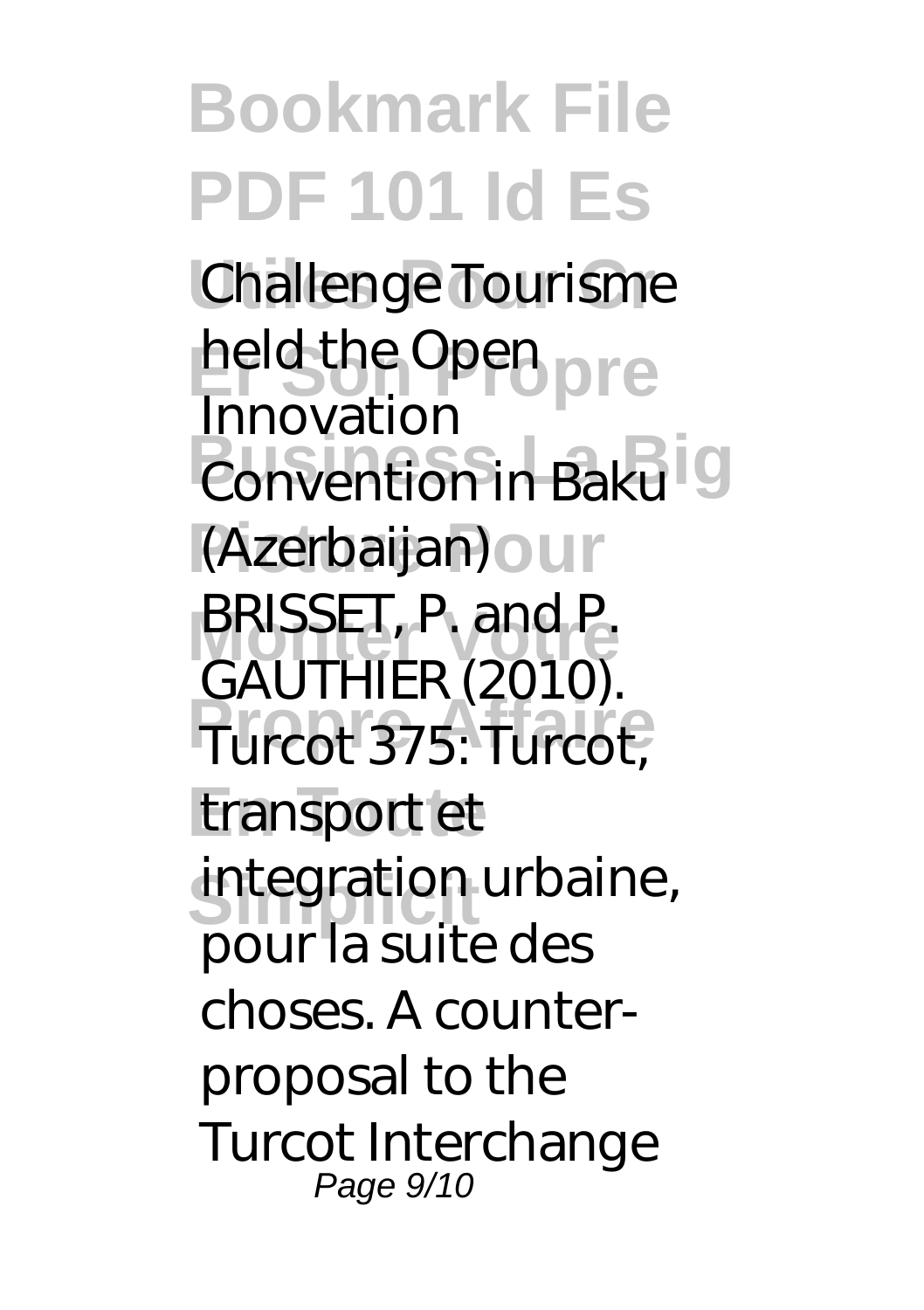Challenge Tourisme held the Open Innovation Convention in Baku (Azerbaijan)

BRISSET, P. and P. GAUTHIER (2010). Turcot 375: Turcot, transport et integration urbaine, pour la suite des choses. A counter-proposal to the Turcot Interchange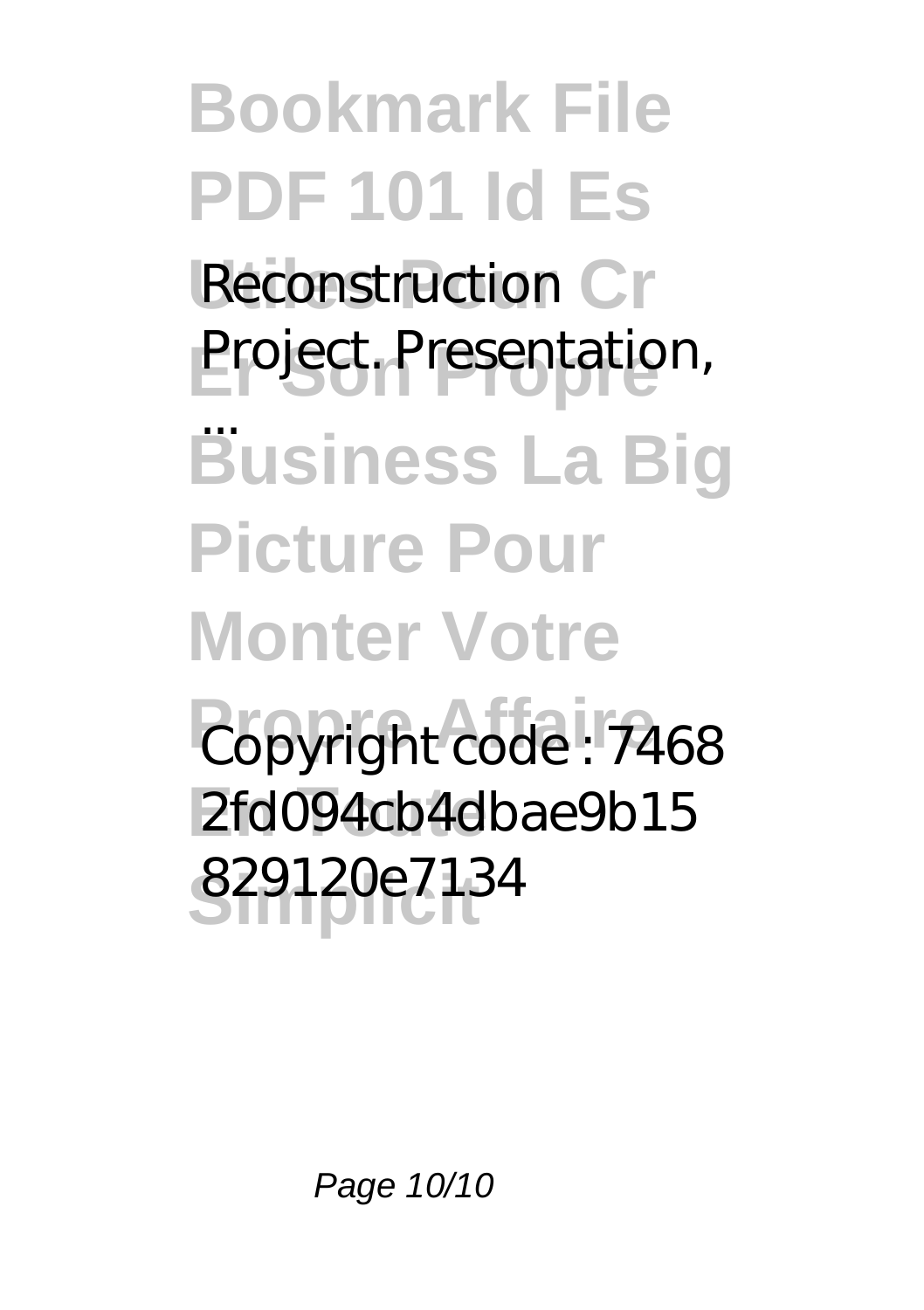Reconstruction Project. Presentation, ...

Copyright code : 74682fd094cb4dbae9b15829120e7134